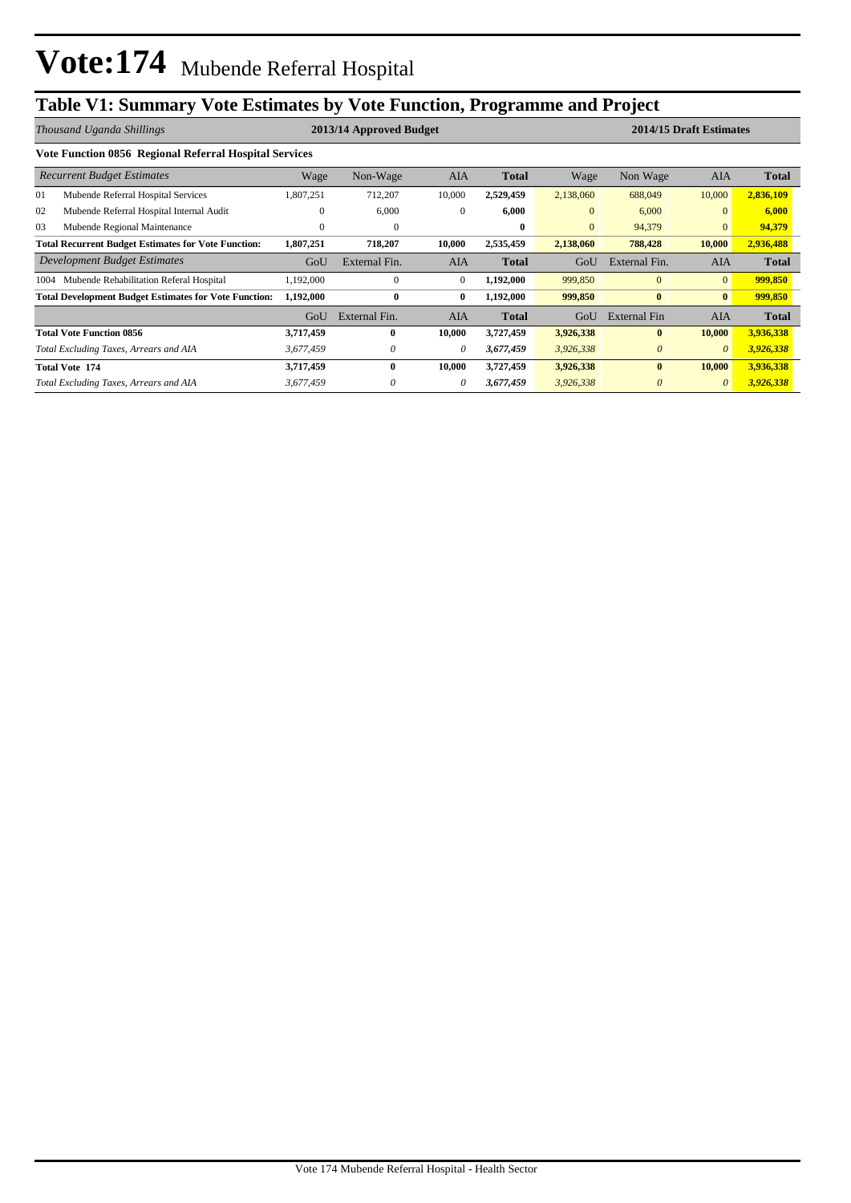# Vote:174 Mubende Referral Hospital

## Table V1: Summary Vote Estimates by Vote Function, Programme and Project

| *Thousand Uganda Shillings* | 2013/14 Approved Budget | | | | 2014/15 Draft Estimates | | | |
|---|---|---|---|---|---|---|---|---|
| **Vote Function 0856 Regional Referral Hospital Services** | | | | | | | | |
| *Recurrent Budget Estimates* | Wage | Non-Wage | AIA | **Total** | Wage | Non Wage | AIA | **Total** |
| 01 Mubende Referral Hospital Services | 1,807,251 | 712,207 | 10,000 | **2,529,459** | 2,138,060 | 688,049 | 10,000 | **2,836,109** |
| 02 Mubende Referral Hospital Internal Audit | 0 | 6,000 | 0 | **6,000** | 0 | 6,000 | 0 | **6,000** |
| 03 Mubende Regional Maintenance | 0 | 0 | | **0** | 0 | 94,379 | 0 | **94,379** |
| **Total Recurrent Budget Estimates for Vote Function:** | **1,807,251** | **718,207** | **10,000** | **2,535,459** | **2,138,060** | **788,428** | **10,000** | **2,936,488** |
| *Development Budget Estimates* | GoU | External Fin. | AIA | **Total** | GoU | External Fin. | AIA | **Total** |
| 1004 Mubende Rehabilitation Referal Hospital | 1,192,000 | 0 | 0 | **1,192,000** | 999,850 | 0 | 0 | **999,850** |
| **Total Development Budget Estimates for Vote Function:** | **1,192,000** | **0** | **0** | **1,192,000** | **999,850** | **0** | **0** | **999,850** |
| | GoU | External Fin. | AIA | **Total** | GoU | External Fin | AIA | **Total** |
| **Total Vote Function 0856** | **3,717,459** | **0** | **10,000** | **3,727,459** | **3,926,338** | **0** | **10,000** | **3,936,338** |
| *Total Excluding Taxes, Arrears and AIA* | *3,677,459* | *0* | *0* | ***3,677,459*** | *3,926,338* | *0* | *0* | ***3,926,338*** |
| **Total Vote 174** | **3,717,459** | **0** | **10,000** | **3,727,459** | **3,926,338** | **0** | **10,000** | **3,936,338** |
| *Total Excluding Taxes, Arrears and AIA* | *3,677,459* | *0* | *0* | ***3,677,459*** | *3,926,338* | *0* | *0* | ***3,926,338*** |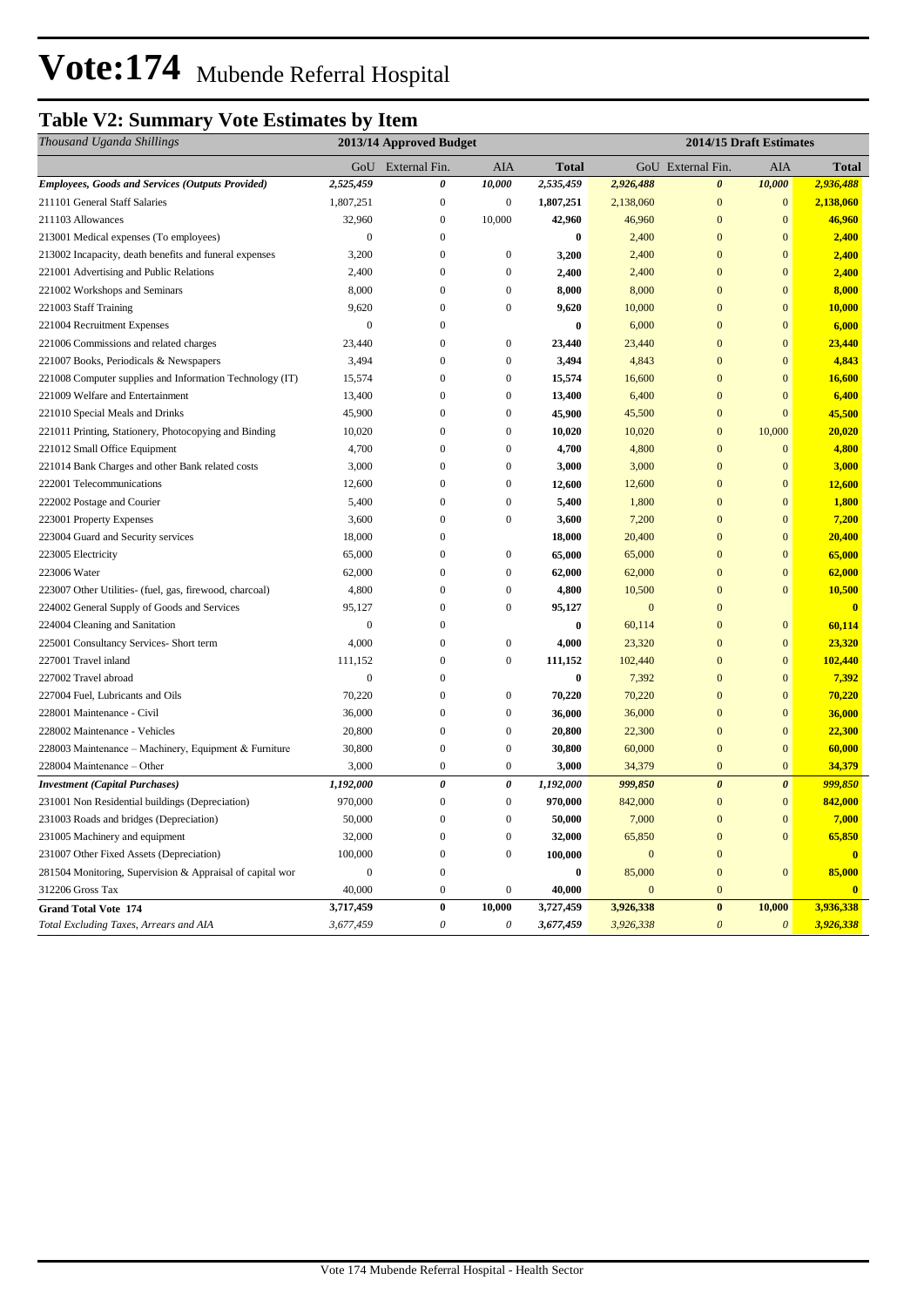# Vote:174 Mubende Referral Hospital

## Table V2: Summary Vote Estimates by Item

| *Thousand Uganda Shillings* | 2013/14 Approved Budget | | | | 2014/15 Draft Estimates | | | |
|---|---|---|---|---|---|---|---|---|
| | GoU | External Fin. | AIA | Total | GoU | External Fin. | AIA | Total |
| ***Employees, Goods and Services (Outputs Provided)*** | ***2,525,459*** | ***0*** | ***10,000*** | ***2,535,459*** | ***2,926,488*** | ***0*** | ***10,000*** | ***2,936,488*** |
| 211101 General Staff Salaries | 1,807,251 | 0 | 0 | **1,807,251** | 2,138,060 | 0 | 0 | **2,138,060** |
| 211103 Allowances | 32,960 | 0 | 10,000 | **42,960** | 46,960 | 0 | 0 | **46,960** |
| 213001 Medical expenses (To employees) | 0 | 0 | | **0** | 2,400 | 0 | 0 | **2,400** |
| 213002 Incapacity, death benefits and funeral expenses | 3,200 | 0 | 0 | **3,200** | 2,400 | 0 | 0 | **2,400** |
| 221001 Advertising and Public Relations | 2,400 | 0 | 0 | **2,400** | 2,400 | 0 | 0 | **2,400** |
| 221002 Workshops and Seminars | 8,000 | 0 | 0 | **8,000** | 8,000 | 0 | 0 | **8,000** |
| 221003 Staff Training | 9,620 | 0 | 0 | **9,620** | 10,000 | 0 | 0 | **10,000** |
| 221004 Recruitment Expenses | 0 | 0 | | **0** | 6,000 | 0 | 0 | **6,000** |
| 221006 Commissions and related charges | 23,440 | 0 | 0 | **23,440** | 23,440 | 0 | 0 | **23,440** |
| 221007 Books, Periodicals & Newspapers | 3,494 | 0 | 0 | **3,494** | 4,843 | 0 | 0 | **4,843** |
| 221008 Computer supplies and Information Technology (IT) | 15,574 | 0 | 0 | **15,574** | 16,600 | 0 | 0 | **16,600** |
| 221009 Welfare and Entertainment | 13,400 | 0 | 0 | **13,400** | 6,400 | 0 | 0 | **6,400** |
| 221010 Special Meals and Drinks | 45,900 | 0 | 0 | **45,900** | 45,500 | 0 | 0 | **45,500** |
| 221011 Printing, Stationery, Photocopying and Binding | 10,020 | 0 | 0 | **10,020** | 10,020 | 0 | 10,000 | **20,020** |
| 221012 Small Office Equipment | 4,700 | 0 | 0 | **4,700** | 4,800 | 0 | 0 | **4,800** |
| 221014 Bank Charges and other Bank related costs | 3,000 | 0 | 0 | **3,000** | 3,000 | 0 | 0 | **3,000** |
| 222001 Telecommunications | 12,600 | 0 | 0 | **12,600** | 12,600 | 0 | 0 | **12,600** |
| 222002 Postage and Courier | 5,400 | 0 | 0 | **5,400** | 1,800 | 0 | 0 | **1,800** |
| 223001 Property Expenses | 3,600 | 0 | 0 | **3,600** | 7,200 | 0 | 0 | **7,200** |
| 223004 Guard and Security services | 18,000 | 0 | | **18,000** | 20,400 | 0 | 0 | **20,400** |
| 223005 Electricity | 65,000 | 0 | 0 | **65,000** | 65,000 | 0 | 0 | **65,000** |
| 223006 Water | 62,000 | 0 | 0 | **62,000** | 62,000 | 0 | 0 | **62,000** |
| 223007 Other Utilities- (fuel, gas, firewood, charcoal) | 4,800 | 0 | 0 | **4,800** | 10,500 | 0 | 0 | **10,500** |
| 224002 General Supply of Goods and Services | 95,127 | 0 | 0 | **95,127** | 0 | 0 | | **0** |
| 224004 Cleaning and Sanitation | 0 | 0 | | **0** | 60,114 | 0 | 0 | **60,114** |
| 225001 Consultancy Services- Short term | 4,000 | 0 | 0 | **4,000** | 23,320 | 0 | 0 | **23,320** |
| 227001 Travel inland | 111,152 | 0 | 0 | **111,152** | 102,440 | 0 | 0 | **102,440** |
| 227002 Travel abroad | 0 | 0 | | **0** | 7,392 | 0 | 0 | **7,392** |
| 227004 Fuel, Lubricants and Oils | 70,220 | 0 | 0 | **70,220** | 70,220 | 0 | 0 | **70,220** |
| 228001 Maintenance - Civil | 36,000 | 0 | 0 | **36,000** | 36,000 | 0 | 0 | **36,000** |
| 228002 Maintenance - Vehicles | 20,800 | 0 | 0 | **20,800** | 22,300 | 0 | 0 | **22,300** |
| 228003 Maintenance – Machinery, Equipment & Furniture | 30,800 | 0 | 0 | **30,800** | 60,000 | 0 | 0 | **60,000** |
| 228004 Maintenance – Other | 3,000 | 0 | 0 | **3,000** | 34,379 | 0 | 0 | **34,379** |
| ***Investment (Capital Purchases)*** | ***1,192,000*** | ***0*** | ***0*** | ***1,192,000*** | ***999,850*** | ***0*** | ***0*** | ***999,850*** |
| 231001 Non Residential buildings (Depreciation) | 970,000 | 0 | 0 | **970,000** | 842,000 | 0 | 0 | **842,000** |
| 231003 Roads and bridges (Depreciation) | 50,000 | 0 | 0 | **50,000** | 7,000 | 0 | 0 | **7,000** |
| 231005 Machinery and equipment | 32,000 | 0 | 0 | **32,000** | 65,850 | 0 | 0 | **65,850** |
| 231007 Other Fixed Assets (Depreciation) | 100,000 | 0 | 0 | **100,000** | 0 | 0 | | **0** |
| 281504 Monitoring, Supervision & Appraisal of capital wor | 0 | 0 | | **0** | 85,000 | 0 | 0 | **85,000** |
| 312206 Gross Tax | 40,000 | 0 | 0 | **40,000** | 0 | 0 | | **0** |
| **Grand Total Vote 174** | **3,717,459** | **0** | **10,000** | **3,727,459** | **3,926,338** | **0** | **10,000** | **3,936,338** |
| *Total Excluding Taxes, Arrears and AIA* | *3,677,459* | *0* | *0* | *3,677,459* | *3,926,338* | *0* | *0* | *3,926,338* |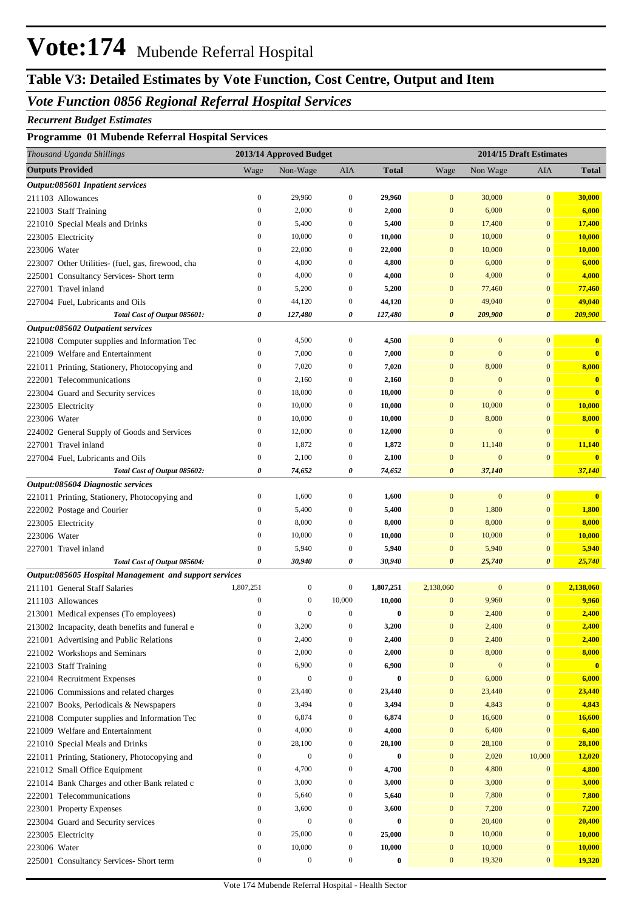# Vote:174 Mubende Referral Hospital

## Table V3: Detailed Estimates by Vote Function, Cost Centre, Output and Item

### *Vote Function 0856 Regional Referral Hospital Services*

***Recurrent Budget Estimates***

**Programme 01 Mubende Referral Hospital Services**

| *Thousand Uganda Shillings* | 2013/14 Approved Budget | | | | 2014/15 Draft Estimates | | | |
|---|---|---|---|---|---|---|---|---|
| **Outputs Provided** | Wage | Non-Wage | AIA | **Total** | Wage | Non Wage | AIA | **Total** |
| ***Output:085601 Inpatient services*** | | | | | | | | |
| 211103 Allowances | 0 | 29,960 | 0 | **29,960** | 0 | 30,000 | 0 | **30,000** |
| 221003 Staff Training | 0 | 2,000 | 0 | **2,000** | 0 | 6,000 | 0 | **6,000** |
| 221010 Special Meals and Drinks | 0 | 5,400 | 0 | **5,400** | 0 | 17,400 | 0 | **17,400** |
| 223005 Electricity | 0 | 10,000 | 0 | **10,000** | 0 | 10,000 | 0 | **10,000** |
| 223006 Water | 0 | 22,000 | 0 | **22,000** | 0 | 10,000 | 0 | **10,000** |
| 223007 Other Utilities- (fuel, gas, firewood, cha | 0 | 4,800 | 0 | **4,800** | 0 | 6,000 | 0 | **6,000** |
| 225001 Consultancy Services- Short term | 0 | 4,000 | 0 | **4,000** | 0 | 4,000 | 0 | **4,000** |
| 227001 Travel inland | 0 | 5,200 | 0 | **5,200** | 0 | 77,460 | 0 | **77,460** |
| 227004 Fuel, Lubricants and Oils | 0 | 44,120 | 0 | **44,120** | 0 | 49,040 | 0 | **49,040** |
| ***Total Cost of Output 085601:*** | ***0*** | ***127,480*** | ***0*** | ***127,480*** | ***0*** | ***209,900*** | ***0*** | ***209,900*** |
| ***Output:085602 Outpatient services*** | | | | | | | | |
| 221008 Computer supplies and Information Tec | 0 | 4,500 | 0 | **4,500** | 0 | 0 | 0 | **0** |
| 221009 Welfare and Entertainment | 0 | 7,000 | 0 | **7,000** | 0 | 0 | 0 | **0** |
| 221011 Printing, Stationery, Photocopying and | 0 | 7,020 | 0 | **7,020** | 0 | 8,000 | 0 | **8,000** |
| 222001 Telecommunications | 0 | 2,160 | 0 | **2,160** | 0 | 0 | 0 | **0** |
| 223004 Guard and Security services | 0 | 18,000 | 0 | **18,000** | 0 | 0 | 0 | **0** |
| 223005 Electricity | 0 | 10,000 | 0 | **10,000** | 0 | 10,000 | 0 | **10,000** |
| 223006 Water | 0 | 10,000 | 0 | **10,000** | 0 | 8,000 | 0 | **8,000** |
| 224002 General Supply of Goods and Services | 0 | 12,000 | 0 | **12,000** | 0 | 0 | 0 | **0** |
| 227001 Travel inland | 0 | 1,872 | 0 | **1,872** | 0 | 11,140 | 0 | **11,140** |
| 227004 Fuel, Lubricants and Oils | 0 | 2,100 | 0 | **2,100** | 0 | 0 | 0 | **0** |
| ***Total Cost of Output 085602:*** | ***0*** | ***74,652*** | ***0*** | ***74,652*** | ***0*** | ***37,140*** | | ***37,140*** |
| ***Output:085604 Diagnostic services*** | | | | | | | | |
| 221011 Printing, Stationery, Photocopying and | 0 | 1,600 | 0 | **1,600** | 0 | 0 | 0 | **0** |
| 222002 Postage and Courier | 0 | 5,400 | 0 | **5,400** | 0 | 1,800 | 0 | **1,800** |
| 223005 Electricity | 0 | 8,000 | 0 | **8,000** | 0 | 8,000 | 0 | **8,000** |
| 223006 Water | 0 | 10,000 | 0 | **10,000** | 0 | 10,000 | 0 | **10,000** |
| 227001 Travel inland | 0 | 5,940 | 0 | **5,940** | 0 | 5,940 | 0 | **5,940** |
| ***Total Cost of Output 085604:*** | ***0*** | ***30,940*** | ***0*** | ***30,940*** | ***0*** | ***25,740*** | ***0*** | ***25,740*** |
| ***Output:085605 Hospital Management and support services*** | | | | | | | | |
| 211101 General Staff Salaries | 1,807,251 | 0 | 0 | **1,807,251** | 2,138,060 | 0 | 0 | **2,138,060** |
| 211103 Allowances | 0 | 0 | 10,000 | **10,000** | 0 | 9,960 | 0 | **9,960** |
| 213001 Medical expenses (To employees) | 0 | 0 | 0 | **0** | 0 | 2,400 | 0 | **2,400** |
| 213002 Incapacity, death benefits and funeral e | 0 | 3,200 | 0 | **3,200** | 0 | 2,400 | 0 | **2,400** |
| 221001 Advertising and Public Relations | 0 | 2,400 | 0 | **2,400** | 0 | 2,400 | 0 | **2,400** |
| 221002 Workshops and Seminars | 0 | 2,000 | 0 | **2,000** | 0 | 8,000 | 0 | **8,000** |
| 221003 Staff Training | 0 | 6,900 | 0 | **6,900** | 0 | 0 | 0 | **0** |
| 221004 Recruitment Expenses | 0 | 0 | 0 | **0** | 0 | 6,000 | 0 | **6,000** |
| 221006 Commissions and related charges | 0 | 23,440 | 0 | **23,440** | 0 | 23,440 | 0 | **23,440** |
| 221007 Books, Periodicals & Newspapers | 0 | 3,494 | 0 | **3,494** | 0 | 4,843 | 0 | **4,843** |
| 221008 Computer supplies and Information Tec | 0 | 6,874 | 0 | **6,874** | 0 | 16,600 | 0 | **16,600** |
| 221009 Welfare and Entertainment | 0 | 4,000 | 0 | **4,000** | 0 | 6,400 | 0 | **6,400** |
| 221010 Special Meals and Drinks | 0 | 28,100 | 0 | **28,100** | 0 | 28,100 | 0 | **28,100** |
| 221011 Printing, Stationery, Photocopying and | 0 | 0 | 0 | **0** | 0 | 2,020 | 10,000 | **12,020** |
| 221012 Small Office Equipment | 0 | 4,700 | 0 | **4,700** | 0 | 4,800 | 0 | **4,800** |
| 221014 Bank Charges and other Bank related c | 0 | 3,000 | 0 | **3,000** | 0 | 3,000 | 0 | **3,000** |
| 222001 Telecommunications | 0 | 5,640 | 0 | **5,640** | 0 | 7,800 | 0 | **7,800** |
| 223001 Property Expenses | 0 | 3,600 | 0 | **3,600** | 0 | 7,200 | 0 | **7,200** |
| 223004 Guard and Security services | 0 | 0 | 0 | **0** | 0 | 20,400 | 0 | **20,400** |
| 223005 Electricity | 0 | 25,000 | 0 | **25,000** | 0 | 10,000 | 0 | **10,000** |
| 223006 Water | 0 | 10,000 | 0 | **10,000** | 0 | 10,000 | 0 | **10,000** |
| 225001 Consultancy Services- Short term | 0 | 0 | 0 | **0** | 0 | 19,320 | 0 | **19,320** |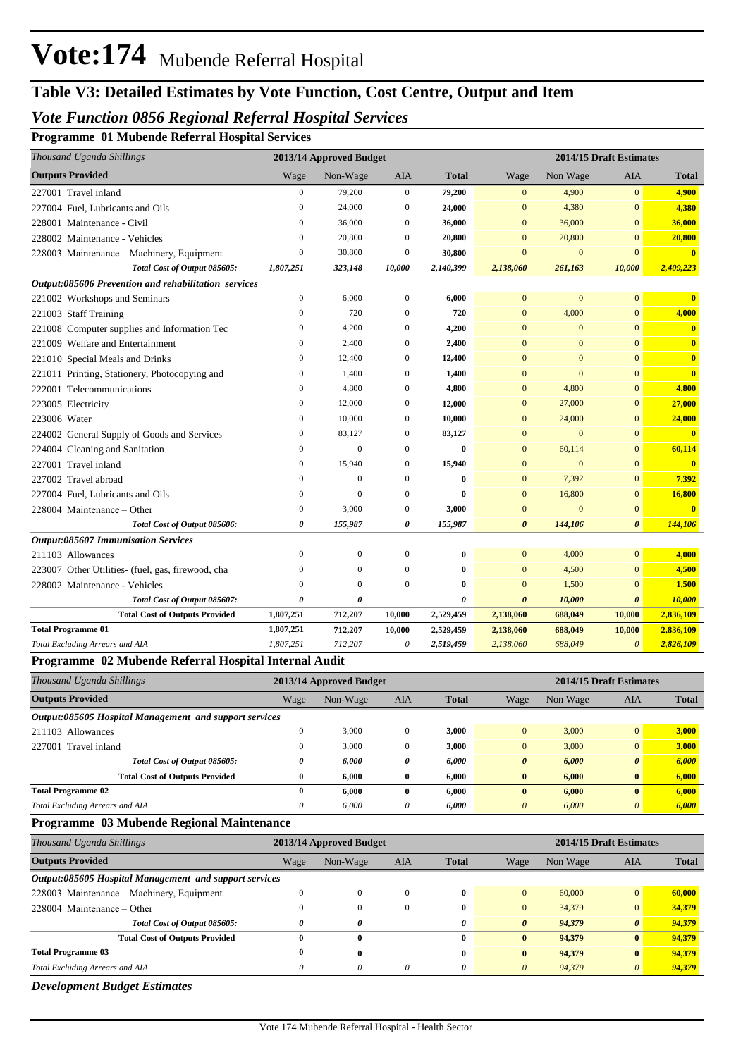# Vote:174 Mubende Referral Hospital

## Table V3: Detailed Estimates by Vote Function, Cost Centre, Output and Item

### *Vote Function 0856 Regional Referral Hospital Services*

#### Programme 01 Mubende Referral Hospital Services

| *Thousand Uganda Shillings* | 2013/14 Approved Budget | | | | 2014/15 Draft Estimates | | | |
|---|---|---|---|---|---|---|---|---|
| **Outputs Provided** | Wage | Non-Wage | AIA | **Total** | Wage | Non Wage | AIA | **Total** |
| 227001 Travel inland | 0 | 79,200 | 0 | **79,200** | 0 | 4,900 | 0 | **4,900** |
| 227004 Fuel, Lubricants and Oils | 0 | 24,000 | 0 | **24,000** | 0 | 4,380 | 0 | **4,380** |
| 228001 Maintenance - Civil | 0 | 36,000 | 0 | **36,000** | 0 | 36,000 | 0 | **36,000** |
| 228002 Maintenance - Vehicles | 0 | 20,800 | 0 | **20,800** | 0 | 20,800 | 0 | **20,800** |
| 228003 Maintenance – Machinery, Equipment | 0 | 30,800 | 0 | **30,800** | 0 | 0 | 0 | **0** |
| ***Total Cost of Output 085605:*** | ***1,807,251*** | ***323,148*** | ***10,000*** | ***2,140,399*** | ***2,138,060*** | ***261,163*** | ***10,000*** | ***2,409,223*** |
| ***Output:085606 Prevention and rehabilitation services*** | | | | | | | | |
| 221002 Workshops and Seminars | 0 | 6,000 | 0 | **6,000** | 0 | 0 | 0 | **0** |
| 221003 Staff Training | 0 | 720 | 0 | **720** | 0 | 4,000 | 0 | **4,000** |
| 221008 Computer supplies and Information Tec | 0 | 4,200 | 0 | **4,200** | 0 | 0 | 0 | **0** |
| 221009 Welfare and Entertainment | 0 | 2,400 | 0 | **2,400** | 0 | 0 | 0 | **0** |
| 221010 Special Meals and Drinks | 0 | 12,400 | 0 | **12,400** | 0 | 0 | 0 | **0** |
| 221011 Printing, Stationery, Photocopying and | 0 | 1,400 | 0 | **1,400** | 0 | 0 | 0 | **0** |
| 222001 Telecommunications | 0 | 4,800 | 0 | **4,800** | 0 | 4,800 | 0 | **4,800** |
| 223005 Electricity | 0 | 12,000 | 0 | **12,000** | 0 | 27,000 | 0 | **27,000** |
| 223006 Water | 0 | 10,000 | 0 | **10,000** | 0 | 24,000 | 0 | **24,000** |
| 224002 General Supply of Goods and Services | 0 | 83,127 | 0 | **83,127** | 0 | 0 | 0 | **0** |
| 224004 Cleaning and Sanitation | 0 | 0 | 0 | **0** | 0 | 60,114 | 0 | **60,114** |
| 227001 Travel inland | 0 | 15,940 | 0 | **15,940** | 0 | 0 | 0 | **0** |
| 227002 Travel abroad | 0 | 0 | 0 | **0** | 0 | 7,392 | 0 | **7,392** |
| 227004 Fuel, Lubricants and Oils | 0 | 0 | 0 | **0** | 0 | 16,800 | 0 | **16,800** |
| 228004 Maintenance – Other | 0 | 3,000 | 0 | **3,000** | 0 | 0 | 0 | **0** |
| ***Total Cost of Output 085606:*** | ***0*** | ***155,987*** | ***0*** | ***155,987*** | ***0*** | ***144,106*** | ***0*** | ***144,106*** |
| ***Output:085607 Immunisation Services*** | | | | | | | | |
| 211103 Allowances | 0 | 0 | 0 | **0** | 0 | 4,000 | 0 | **4,000** |
| 223007 Other Utilities- (fuel, gas, firewood, cha | 0 | 0 | 0 | **0** | 0 | 4,500 | 0 | **4,500** |
| 228002 Maintenance - Vehicles | 0 | 0 | 0 | **0** | 0 | 1,500 | 0 | **1,500** |
| ***Total Cost of Output 085607:*** | ***0*** | ***0*** | | ***0*** | ***0*** | ***10,000*** | ***0*** | ***10,000*** |
| **Total Cost of Outputs Provided** | **1,807,251** | **712,207** | **10,000** | **2,529,459** | **2,138,060** | **688,049** | **10,000** | **2,836,109** |
| **Total Programme 01** | **1,807,251** | **712,207** | **10,000** | **2,529,459** | **2,138,060** | **688,049** | **10,000** | **2,836,109** |
| *Total Excluding Arrears and AIA* | *1,807,251* | *712,207* | *0* | ***2,519,459*** | *2,138,060* | *688,049* | *0* | ***2,826,109*** |

#### Programme 02 Mubende Referral Hospital Internal Audit

| *Thousand Uganda Shillings* | 2013/14 Approved Budget | | | | 2014/15 Draft Estimates | | | |
|---|---|---|---|---|---|---|---|---|
| **Outputs Provided** | Wage | Non-Wage | AIA | **Total** | Wage | Non Wage | AIA | **Total** |
| ***Output:085605 Hospital Management and support services*** | | | | | | | | |
| 211103 Allowances | 0 | 3,000 | 0 | **3,000** | 0 | 3,000 | 0 | **3,000** |
| 227001 Travel inland | 0 | 3,000 | 0 | **3,000** | 0 | 3,000 | 0 | **3,000** |
| ***Total Cost of Output 085605:*** | ***0*** | ***6,000*** | ***0*** | ***6,000*** | ***0*** | ***6,000*** | ***0*** | ***6,000*** |
| **Total Cost of Outputs Provided** | **0** | **6,000** | **0** | **6,000** | **0** | **6,000** | **0** | **6,000** |
| **Total Programme 02** | **0** | **6,000** | **0** | **6,000** | **0** | **6,000** | **0** | **6,000** |
| *Total Excluding Arrears and AIA* | *0* | *6,000* | *0* | ***6,000*** | *0* | *6,000* | *0* | ***6,000*** |

#### Programme 03 Mubende Regional Maintenance

| *Thousand Uganda Shillings* | 2013/14 Approved Budget | | | | 2014/15 Draft Estimates | | | |
|---|---|---|---|---|---|---|---|---|
| **Outputs Provided** | Wage | Non-Wage | AIA | **Total** | Wage | Non Wage | AIA | **Total** |
| ***Output:085605 Hospital Management and support services*** | | | | | | | | |
| 228003 Maintenance – Machinery, Equipment | 0 | 0 | 0 | **0** | 0 | 60,000 | 0 | **60,000** |
| 228004 Maintenance – Other | 0 | 0 | 0 | **0** | 0 | 34,379 | 0 | **34,379** |
| ***Total Cost of Output 085605:*** | ***0*** | ***0*** | | ***0*** | ***0*** | ***94,379*** | ***0*** | ***94,379*** |
| **Total Cost of Outputs Provided** | **0** | **0** | | **0** | **0** | **94,379** | **0** | **94,379** |
| **Total Programme 03** | **0** | **0** | | **0** | **0** | **94,379** | **0** | **94,379** |
| *Total Excluding Arrears and AIA* | *0* | *0* | *0* | ***0*** | *0* | *94,379* | *0* | ***94,379*** |

***Development Budget Estimates***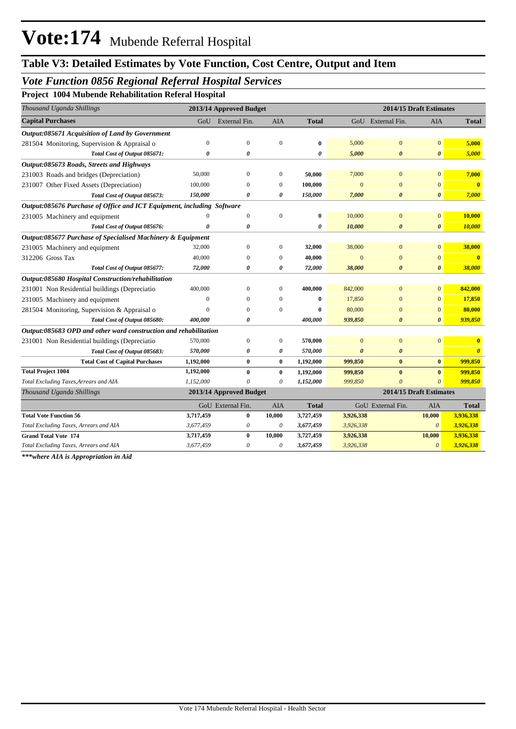# Vote:174 Mubende Referral Hospital

## Table V3: Detailed Estimates by Vote Function, Cost Centre, Output and Item

### *Vote Function 0856 Regional Referral Hospital Services*

**Project 1004 Mubende Rehabilitation Referal Hospital**

| *Thousand Uganda Shillings* | 2013/14 Approved Budget | | | | 2014/15 Draft Estimates | | | |
|---|---|---|---|---|---|---|---|---|
| **Capital Purchases** | GoU | External Fin. | AIA | **Total** | GoU | External Fin. | AIA | **Total** |
| ***Output:085671 Acquisition of Land by Government*** | | | | | | | | |
| 281504 Monitoring, Supervision & Appraisal o | 0 | 0 | 0 | **0** | 5,000 | 0 | 0 | **5,000** |
| ***Total Cost of Output 085671:*** | ***0*** | ***0*** | | ***0*** | ***5,000*** | ***0*** | ***0*** | ***5,000*** |
| ***Output:085673 Roads, Streets and Highways*** | | | | | | | | |
| 231003 Roads and bridges (Depreciation) | 50,000 | 0 | 0 | **50,000** | 7,000 | 0 | 0 | **7,000** |
| 231007 Other Fixed Assets (Depreciation) | 100,000 | 0 | 0 | **100,000** | 0 | 0 | 0 | **0** |
| ***Total Cost of Output 085673:*** | ***150,000*** | ***0*** | ***0*** | ***150,000*** | ***7,000*** | ***0*** | ***0*** | ***7,000*** |
| ***Output:085676 Purchase of Office and ICT Equipment, including Software*** | | | | | | | | |
| 231005 Machinery and equipment | 0 | 0 | 0 | **0** | 10,000 | 0 | 0 | **10,000** |
| ***Total Cost of Output 085676:*** | ***0*** | ***0*** | | ***0*** | ***10,000*** | ***0*** | ***0*** | ***10,000*** |
| ***Output:085677 Purchase of Specialised Machinery & Equipment*** | | | | | | | | |
| 231005 Machinery and equipment | 32,000 | 0 | 0 | **32,000** | 38,000 | 0 | 0 | **38,000** |
| 312206 Gross Tax | 40,000 | 0 | 0 | **40,000** | 0 | 0 | 0 | **0** |
| ***Total Cost of Output 085677:*** | ***72,000*** | ***0*** | ***0*** | ***72,000*** | ***38,000*** | ***0*** | ***0*** | ***38,000*** |
| ***Output:085680 Hospital Construction/rehabilitation*** | | | | | | | | |
| 231001 Non Residential buildings (Depreciatio | 400,000 | 0 | 0 | **400,000** | 842,000 | 0 | 0 | **842,000** |
| 231005 Machinery and equipment | 0 | 0 | 0 | **0** | 17,850 | 0 | 0 | **17,850** |
| 281504 Monitoring, Supervision & Appraisal o | 0 | 0 | 0 | **0** | 80,000 | 0 | 0 | **80,000** |
| ***Total Cost of Output 085680:*** | ***400,000*** | ***0*** | | ***400,000*** | ***939,850*** | ***0*** | ***0*** | ***939,850*** |
| ***Output:085683 OPD and other ward construction and rehabilitation*** | | | | | | | | |
| 231001 Non Residential buildings (Depreciatio | 570,000 | 0 | 0 | **570,000** | 0 | 0 | 0 | **0** |
| ***Total Cost of Output 085683:*** | ***570,000*** | ***0*** | ***0*** | ***570,000*** | ***0*** | ***0*** | | ***0*** |
| **Total Cost of Capital Purchases** | **1,192,000** | **0** | **0** | **1,192,000** | **999,850** | **0** | **0** | **999,850** |
| **Total Project 1004** | **1,192,000** | **0** | **0** | **1,192,000** | **999,850** | **0** | **0** | **999,850** |
| *Total Excluding Taxes,Arrears and AIA* | *1,152,000* | *0* | *0* | *1,152,000* | *999,850* | *0* | *0* | *999,850* |

| *Thousand Uganda Shillings* | 2013/14 Approved Budget | | | | 2014/15 Draft Estimates | | | |
|---|---|---|---|---|---|---|---|---|
| | GoU | External Fin. | AIA | **Total** | GoU | External Fin. | AIA | **Total** |
| **Total Vote Function 56** | **3,717,459** | **0** | **10,000** | **3,727,459** | **3,926,338** | | **10,000** | **3,936,338** |
| *Total Excluding Taxes, Arrears and AIA* | *3,677,459* | *0* | *0* | *3,677,459* | *3,926,338* | | *0* | *3,926,338* |
| **Grand Total Vote 174** | **3,717,459** | **0** | **10,000** | **3,727,459** | **3,926,338** | | **10,000** | **3,936,338** |
| *Total Excluding Taxes, Arrears and AIA* | *3,677,459* | *0* | *0* | *3,677,459* | *3,926,338* | | *0* | *3,926,338* |

***\*\*\*where AIA is Appropriation in Aid***